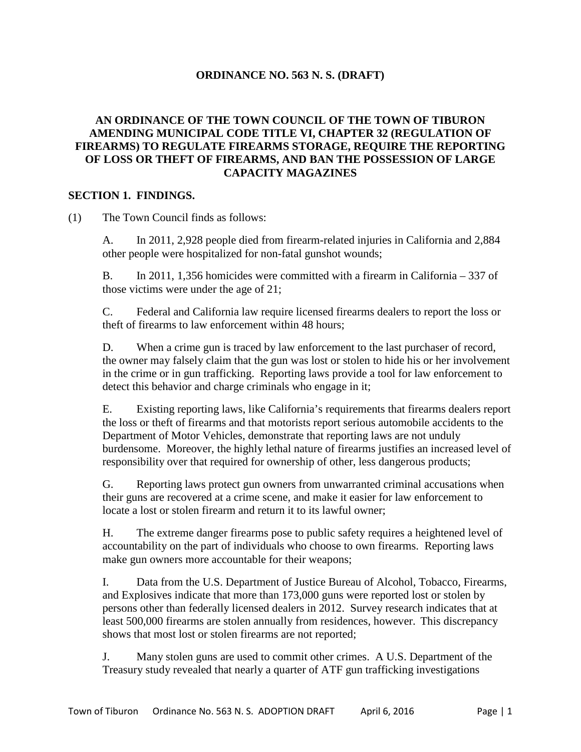**ORDINANCE NO. 563 N. S. (DRAFT)**

**AN ORDINANCE OF THE TOWN COUNCIL OF THE TOWN OF TIBURON AMENDING MUNICIPAL CODE TITLE VI, CHAPTER 32 (REGULATION OF FIREARMS) TO REGULATE FIREARMS STORAGE, REQUIRE THE REPORTING OF LOSS OR THEFT OF FIREARMS, AND BAN THE POSSESSION OF LARGE CAPACITY MAGAZINES**

**SECTION 1. FINDINGS.**

(1) The Town Council finds as follows:

A. In 2011, 2,928 people died from firearm-related injuries in California and 2,884 other people were hospitalized for non-fatal gunshot wounds;

B. In 2011, 1,356 homicides were committed with a firearm in California – 337 of those victims were under the age of 21;

C. Federal and California law require licensed firearms dealers to report the loss or theft of firearms to law enforcement within 48 hours;

D. When a crime gun is traced by law enforcement to the last purchaser of record, the owner may falsely claim that the gun was lost or stolen to hide his or her involvement in the crime or in gun trafficking. Reporting laws provide a tool for law enforcement to detect this behavior and charge criminals who engage in it;

E. Existing reporting laws, like California's requirements that firearms dealers report the loss or theft of firearms and that motorists report serious automobile accidents to the Department of Motor Vehicles, demonstrate that reporting laws are not unduly burdensome. Moreover, the highly lethal nature of firearms justifies an increased level of responsibility over that required for ownership of other, less dangerous products;

G. Reporting laws protect gun owners from unwarranted criminal accusations when their guns are recovered at a crime scene, and make it easier for law enforcement to locate a lost or stolen firearm and return it to its lawful owner;

H. The extreme danger firearms pose to public safety requires a heightened level of accountability on the part of individuals who choose to own firearms. Reporting laws make gun owners more accountable for their weapons;

I. Data from the U.S. Department of Justice Bureau of Alcohol, Tobacco, Firearms, and Explosives indicate that more than 173,000 guns were reported lost or stolen by persons other than federally licensed dealers in 2012. Survey research indicates that at least 500,000 firearms are stolen annually from residences, however. This discrepancy shows that most lost or stolen firearms are not reported;

J. Many stolen guns are used to commit other crimes. A U.S. Department of the Treasury study revealed that nearly a quarter of ATF gun trafficking investigations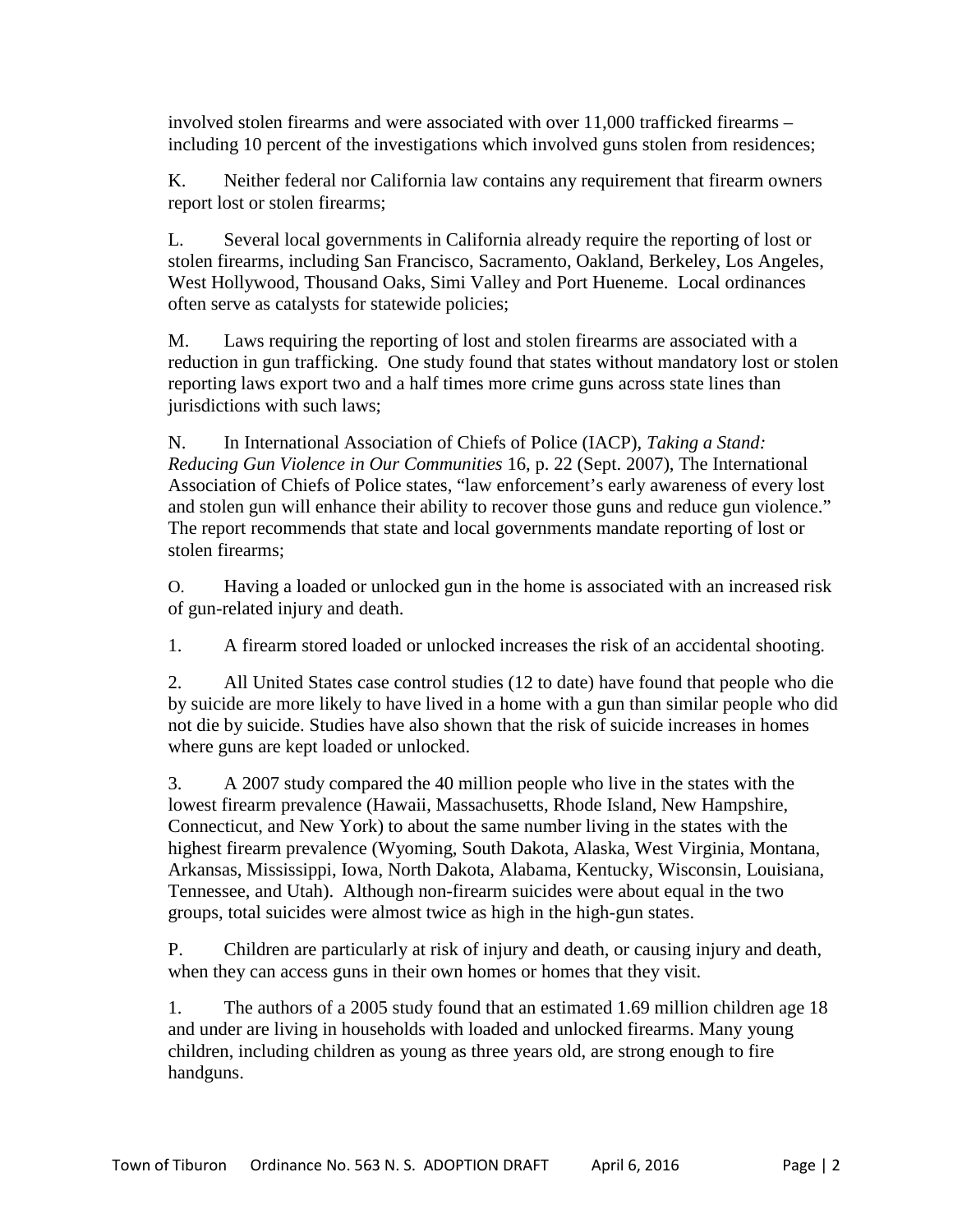involved stolen firearms and were associated with over 11,000 trafficked firearms – including 10 percent of the investigations which involved guns stolen from residences;

K. Neither federal nor California law contains any requirement that firearm owners report lost or stolen firearms;

L. Several local governments in California already require the reporting of lost or stolen firearms, including San Francisco, Sacramento, Oakland, Berkeley, Los Angeles, West Hollywood, Thousand Oaks, Simi Valley and Port Hueneme. Local ordinances often serve as catalysts for statewide policies;

M. Laws requiring the reporting of lost and stolen firearms are associated with a reduction in gun trafficking. One study found that states without mandatory lost or stolen reporting laws export two and a half times more crime guns across state lines than jurisdictions with such laws;

N. In International Association of Chiefs of Police (IACP), *Taking a Stand: Reducing Gun Violence in Our Communities* 16, p. 22 (Sept. 2007), The International Association of Chiefs of Police states, "law enforcement's early awareness of every lost and stolen gun will enhance their ability to recover those guns and reduce gun violence." The report recommends that state and local governments mandate reporting of lost or stolen firearms;

O. Having a loaded or unlocked gun in the home is associated with an increased risk of gun-related injury and death.

1. A firearm stored loaded or unlocked increases the risk of an accidental shooting.

2. All United States case control studies (12 to date) have found that people who die by suicide are more likely to have lived in a home with a gun than similar people who did not die by suicide. Studies have also shown that the risk of suicide increases in homes where guns are kept loaded or unlocked.

3. A 2007 study compared the 40 million people who live in the states with the lowest firearm prevalence (Hawaii, Massachusetts, Rhode Island, New Hampshire, Connecticut, and New York) to about the same number living in the states with the highest firearm prevalence (Wyoming, South Dakota, Alaska, West Virginia, Montana, Arkansas, Mississippi, Iowa, North Dakota, Alabama, Kentucky, Wisconsin, Louisiana, Tennessee, and Utah). Although non-firearm suicides were about equal in the two groups, total suicides were almost twice as high in the high-gun states.

P. Children are particularly at risk of injury and death, or causing injury and death, when they can access guns in their own homes or homes that they visit.

1. The authors of a 2005 study found that an estimated 1.69 million children age 18 and under are living in households with loaded and unlocked firearms. Many young children, including children as young as three years old, are strong enough to fire handguns.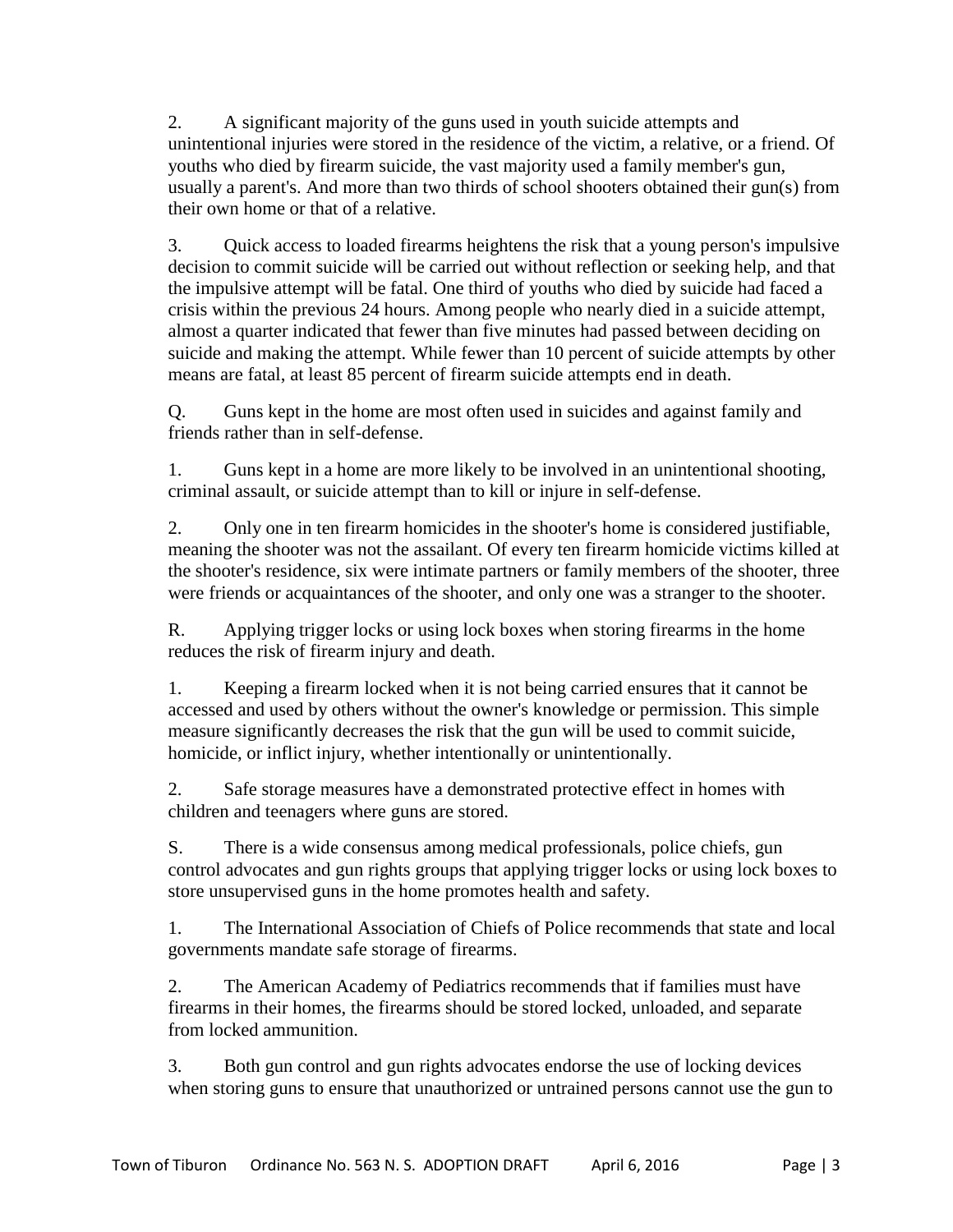2. A significant majority of the guns used in youth suicide attempts and unintentional injuries were stored in the residence of the victim, a relative, or a friend. Of youths who died by firearm suicide, the vast majority used a family member's gun, usually a parent's. And more than two thirds of school shooters obtained their gun(s) from their own home or that of a relative.

3. Quick access to loaded firearms heightens the risk that a young person's impulsive decision to commit suicide will be carried out without reflection or seeking help, and that the impulsive attempt will be fatal. One third of youths who died by suicide had faced a crisis within the previous 24 hours. Among people who nearly died in a suicide attempt, almost a quarter indicated that fewer than five minutes had passed between deciding on suicide and making the attempt. While fewer than 10 percent of suicide attempts by other means are fatal, at least 85 percent of firearm suicide attempts end in death.

Q. Guns kept in the home are most often used in suicides and against family and friends rather than in self-defense.

1. Guns kept in a home are more likely to be involved in an unintentional shooting, criminal assault, or suicide attempt than to kill or injure in self-defense.

2. Only one in ten firearm homicides in the shooter's home is considered justifiable, meaning the shooter was not the assailant. Of every ten firearm homicide victims killed at the shooter's residence, six were intimate partners or family members of the shooter, three were friends or acquaintances of the shooter, and only one was a stranger to the shooter.

R. Applying trigger locks or using lock boxes when storing firearms in the home reduces the risk of firearm injury and death.

1. Keeping a firearm locked when it is not being carried ensures that it cannot be accessed and used by others without the owner's knowledge or permission. This simple measure significantly decreases the risk that the gun will be used to commit suicide, homicide, or inflict injury, whether intentionally or unintentionally.

2. Safe storage measures have a demonstrated protective effect in homes with children and teenagers where guns are stored.

S. There is a wide consensus among medical professionals, police chiefs, gun control advocates and gun rights groups that applying trigger locks or using lock boxes to store unsupervised guns in the home promotes health and safety.

1. The International Association of Chiefs of Police recommends that state and local governments mandate safe storage of firearms.

2. The American Academy of Pediatrics recommends that if families must have firearms in their homes, the firearms should be stored locked, unloaded, and separate from locked ammunition.

3. Both gun control and gun rights advocates endorse the use of locking devices when storing guns to ensure that unauthorized or untrained persons cannot use the gun to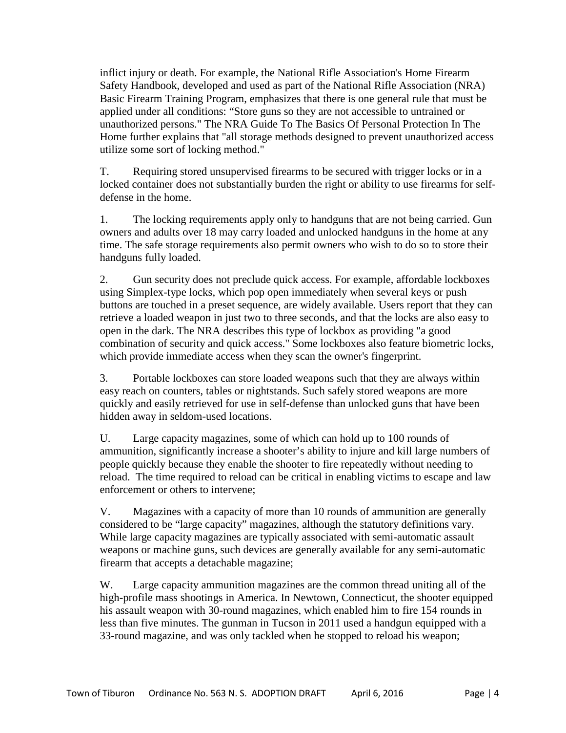inflict injury or death. For example, the National Rifle Association's Home Firearm Safety Handbook, developed and used as part of the National Rifle Association (NRA) Basic Firearm Training Program, emphasizes that there is one general rule that must be applied under all conditions: "Store guns so they are not accessible to untrained or unauthorized persons." The NRA Guide To The Basics Of Personal Protection In The Home further explains that "all storage methods designed to prevent unauthorized access utilize some sort of locking method."

T. Requiring stored unsupervised firearms to be secured with trigger locks or in a locked container does not substantially burden the right or ability to use firearms for self-defense in the home.

1. The locking requirements apply only to handguns that are not being carried. Gun owners and adults over 18 may carry loaded and unlocked handguns in the home at any time. The safe storage requirements also permit owners who wish to do so to store their handguns fully loaded.

2. Gun security does not preclude quick access. For example, affordable lockboxes using Simplex-type locks, which pop open immediately when several keys or push buttons are touched in a preset sequence, are widely available. Users report that they can retrieve a loaded weapon in just two to three seconds, and that the locks are also easy to open in the dark. The NRA describes this type of lockbox as providing "a good combination of security and quick access." Some lockboxes also feature biometric locks, which provide immediate access when they scan the owner's fingerprint.

3. Portable lockboxes can store loaded weapons such that they are always within easy reach on counters, tables or nightstands. Such safely stored weapons are more quickly and easily retrieved for use in self-defense than unlocked guns that have been hidden away in seldom-used locations.

U. Large capacity magazines, some of which can hold up to 100 rounds of ammunition, significantly increase a shooter's ability to injure and kill large numbers of people quickly because they enable the shooter to fire repeatedly without needing to reload. The time required to reload can be critical in enabling victims to escape and law enforcement or others to intervene;

V. Magazines with a capacity of more than 10 rounds of ammunition are generally considered to be "large capacity" magazines, although the statutory definitions vary. While large capacity magazines are typically associated with semi-automatic assault weapons or machine guns, such devices are generally available for any semi-automatic firearm that accepts a detachable magazine;

W. Large capacity ammunition magazines are the common thread uniting all of the high-profile mass shootings in America. In Newtown, Connecticut, the shooter equipped his assault weapon with 30-round magazines, which enabled him to fire 154 rounds in less than five minutes. The gunman in Tucson in 2011 used a handgun equipped with a 33-round magazine, and was only tackled when he stopped to reload his weapon;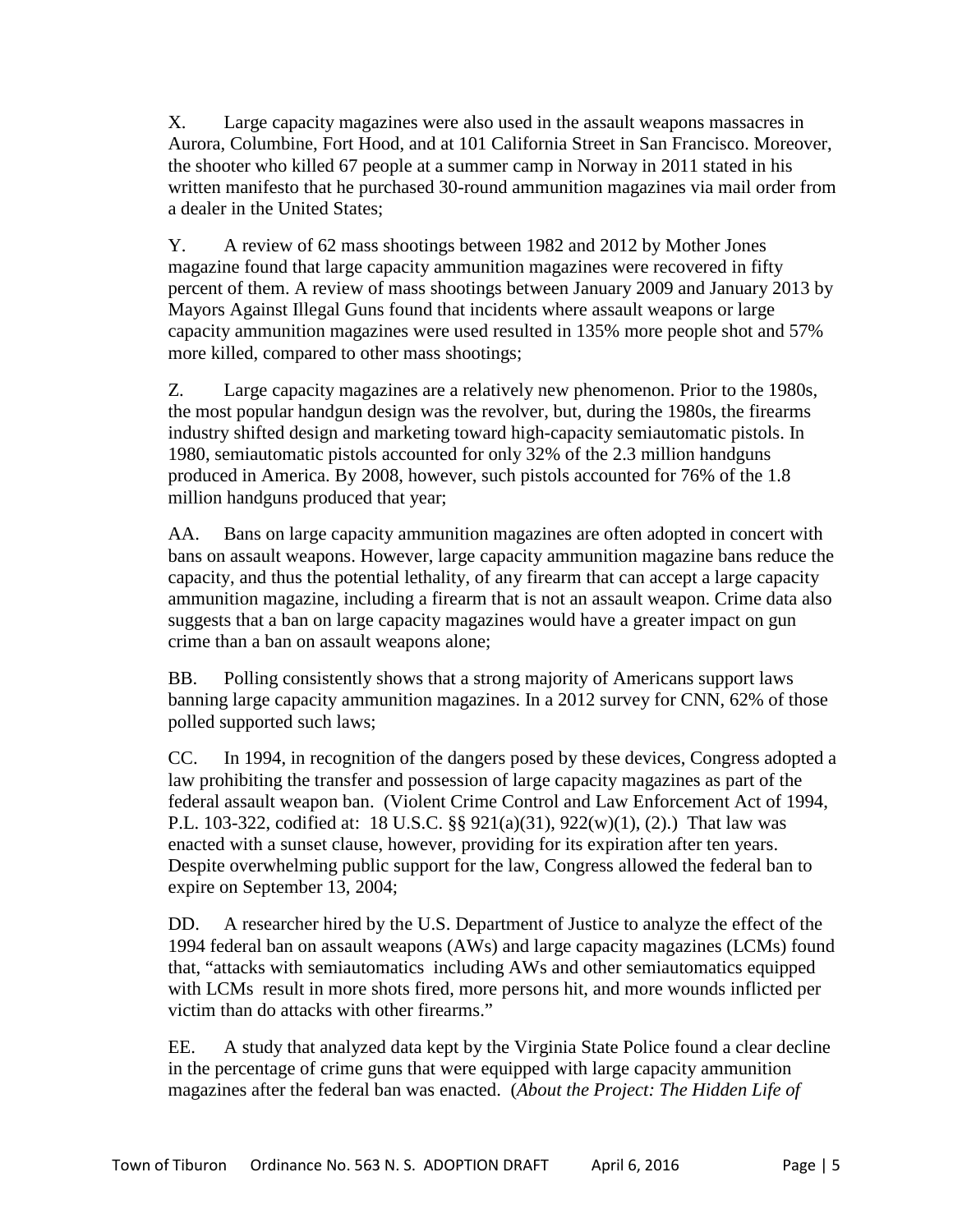X. Large capacity magazines were also used in the assault weapons massacres in Aurora, Columbine, Fort Hood, and at 101 California Street in San Francisco. Moreover, the shooter who killed 67 people at a summer camp in Norway in 2011 stated in his written manifesto that he purchased 30-round ammunition magazines via mail order from a dealer in the United States;

Y. A review of 62 mass shootings between 1982 and 2012 by Mother Jones magazine found that large capacity ammunition magazines were recovered in fifty percent of them. A review of mass shootings between January 2009 and January 2013 by Mayors Against Illegal Guns found that incidents where assault weapons or large capacity ammunition magazines were used resulted in 135% more people shot and 57% more killed, compared to other mass shootings;

Z. Large capacity magazines are a relatively new phenomenon. Prior to the 1980s, the most popular handgun design was the revolver, but, during the 1980s, the firearms industry shifted design and marketing toward high-capacity semiautomatic pistols. In 1980, semiautomatic pistols accounted for only 32% of the 2.3 million handguns produced in America. By 2008, however, such pistols accounted for 76% of the 1.8 million handguns produced that year;

AA. Bans on large capacity ammunition magazines are often adopted in concert with bans on assault weapons. However, large capacity ammunition magazine bans reduce the capacity, and thus the potential lethality, of any firearm that can accept a large capacity ammunition magazine, including a firearm that is not an assault weapon. Crime data also suggests that a ban on large capacity magazines would have a greater impact on gun crime than a ban on assault weapons alone;

BB. Polling consistently shows that a strong majority of Americans support laws banning large capacity ammunition magazines. In a 2012 survey for CNN, 62% of those polled supported such laws;

CC. In 1994, in recognition of the dangers posed by these devices, Congress adopted a law prohibiting the transfer and possession of large capacity magazines as part of the federal assault weapon ban. (Violent Crime Control and Law Enforcement Act of 1994, P.L. 103-322, codified at: 18 U.S.C. §§ 921(a)(31), 922(w)(1), (2).) That law was enacted with a sunset clause, however, providing for its expiration after ten years. Despite overwhelming public support for the law, Congress allowed the federal ban to expire on September 13, 2004;

DD. A researcher hired by the U.S. Department of Justice to analyze the effect of the 1994 federal ban on assault weapons (AWs) and large capacity magazines (LCMs) found that, "attacks with semiautomatics including AWs and other semiautomatics equipped with LCMs result in more shots fired, more persons hit, and more wounds inflicted per victim than do attacks with other firearms."

EE. A study that analyzed data kept by the Virginia State Police found a clear decline in the percentage of crime guns that were equipped with large capacity ammunition magazines after the federal ban was enacted. (*About the Project: The Hidden Life of*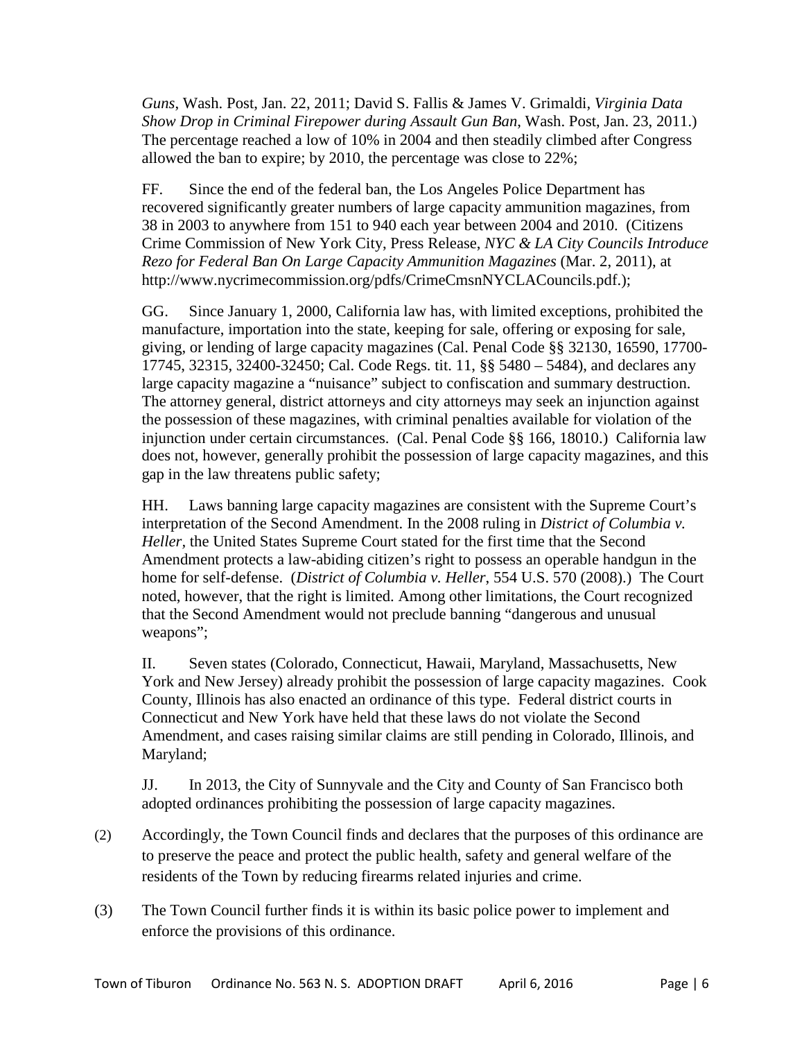*Guns*, Wash. Post, Jan. 22, 2011; David S. Fallis & James V. Grimaldi, *Virginia Data Show Drop in Criminal Firepower during Assault Gun Ban*, Wash. Post, Jan. 23, 2011.) The percentage reached a low of 10% in 2004 and then steadily climbed after Congress allowed the ban to expire; by 2010, the percentage was close to 22%;

FF. Since the end of the federal ban, the Los Angeles Police Department has recovered significantly greater numbers of large capacity ammunition magazines, from 38 in 2003 to anywhere from 151 to 940 each year between 2004 and 2010. (Citizens Crime Commission of New York City, Press Release, *NYC & LA City Councils Introduce Rezo for Federal Ban On Large Capacity Ammunition Magazines* (Mar. 2, 2011), at http://www.nycrimecommission.org/pdfs/CrimeCmsnNYCLACouncils.pdf.);

GG. Since January 1, 2000, California law has, with limited exceptions, prohibited the manufacture, importation into the state, keeping for sale, offering or exposing for sale, giving, or lending of large capacity magazines (Cal. Penal Code §§ 32130, 16590, 17700-17745, 32315, 32400-32450; Cal. Code Regs. tit. 11, §§ 5480 – 5484), and declares any large capacity magazine a "nuisance" subject to confiscation and summary destruction. The attorney general, district attorneys and city attorneys may seek an injunction against the possession of these magazines, with criminal penalties available for violation of the injunction under certain circumstances. (Cal. Penal Code §§ 166, 18010.) California law does not, however, generally prohibit the possession of large capacity magazines, and this gap in the law threatens public safety;

HH. Laws banning large capacity magazines are consistent with the Supreme Court's interpretation of the Second Amendment. In the 2008 ruling in *District of Columbia v. Heller*, the United States Supreme Court stated for the first time that the Second Amendment protects a law-abiding citizen's right to possess an operable handgun in the home for self-defense. (*District of Columbia v. Heller*, 554 U.S. 570 (2008).) The Court noted, however, that the right is limited. Among other limitations, the Court recognized that the Second Amendment would not preclude banning "dangerous and unusual weapons";

II. Seven states (Colorado, Connecticut, Hawaii, Maryland, Massachusetts, New York and New Jersey) already prohibit the possession of large capacity magazines. Cook County, Illinois has also enacted an ordinance of this type. Federal district courts in Connecticut and New York have held that these laws do not violate the Second Amendment, and cases raising similar claims are still pending in Colorado, Illinois, and Maryland;

JJ. In 2013, the City of Sunnyvale and the City and County of San Francisco both adopted ordinances prohibiting the possession of large capacity magazines.

(2) Accordingly, the Town Council finds and declares that the purposes of this ordinance are to preserve the peace and protect the public health, safety and general welfare of the residents of the Town by reducing firearms related injuries and crime.

(3) The Town Council further finds it is within its basic police power to implement and enforce the provisions of this ordinance.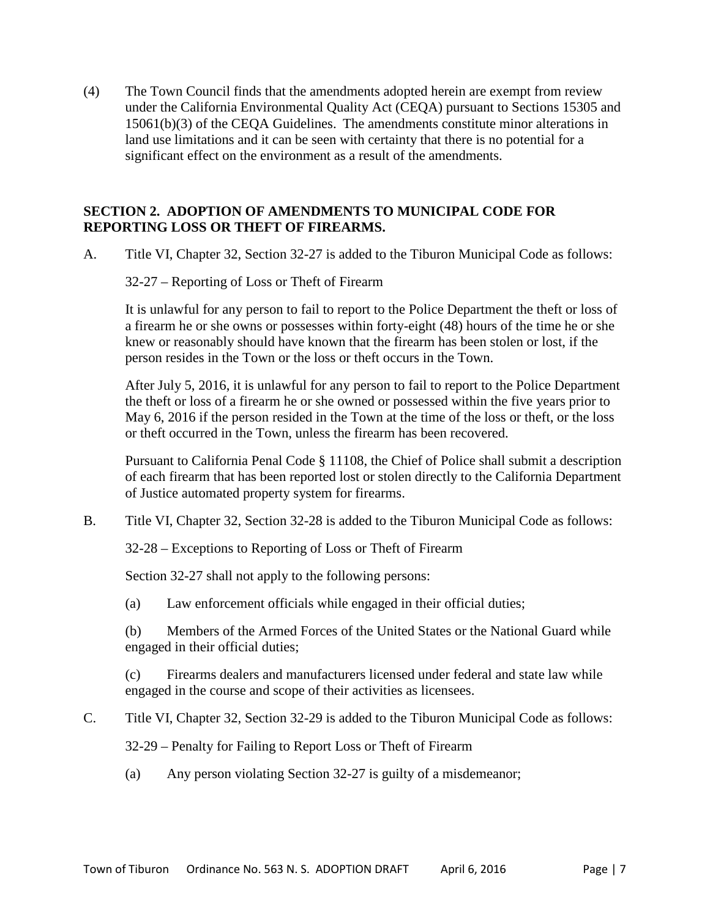(4) The Town Council finds that the amendments adopted herein are exempt from review under the California Environmental Quality Act (CEQA) pursuant to Sections 15305 and 15061(b)(3) of the CEQA Guidelines. The amendments constitute minor alterations in land use limitations and it can be seen with certainty that there is no potential for a significant effect on the environment as a result of the amendments.

**SECTION 2. ADOPTION OF AMENDMENTS TO MUNICIPAL CODE FOR REPORTING LOSS OR THEFT OF FIREARMS.**

A. Title VI, Chapter 32, Section 32-27 is added to the Tiburon Municipal Code as follows:

32-27 – Reporting of Loss or Theft of Firearm

It is unlawful for any person to fail to report to the Police Department the theft or loss of a firearm he or she owns or possesses within forty-eight (48) hours of the time he or she knew or reasonably should have known that the firearm has been stolen or lost, if the person resides in the Town or the loss or theft occurs in the Town.

After July 5, 2016, it is unlawful for any person to fail to report to the Police Department the theft or loss of a firearm he or she owned or possessed within the five years prior to May 6, 2016 if the person resided in the Town at the time of the loss or theft, or the loss or theft occurred in the Town, unless the firearm has been recovered.

Pursuant to California Penal Code § 11108, the Chief of Police shall submit a description of each firearm that has been reported lost or stolen directly to the California Department of Justice automated property system for firearms.

B. Title VI, Chapter 32, Section 32-28 is added to the Tiburon Municipal Code as follows:

32-28 – Exceptions to Reporting of Loss or Theft of Firearm

Section 32-27 shall not apply to the following persons:

(a) Law enforcement officials while engaged in their official duties;

(b) Members of the Armed Forces of the United States or the National Guard while engaged in their official duties;

(c) Firearms dealers and manufacturers licensed under federal and state law while engaged in the course and scope of their activities as licensees.

C. Title VI, Chapter 32, Section 32-29 is added to the Tiburon Municipal Code as follows:

32-29 – Penalty for Failing to Report Loss or Theft of Firearm

(a) Any person violating Section 32-27 is guilty of a misdemeanor;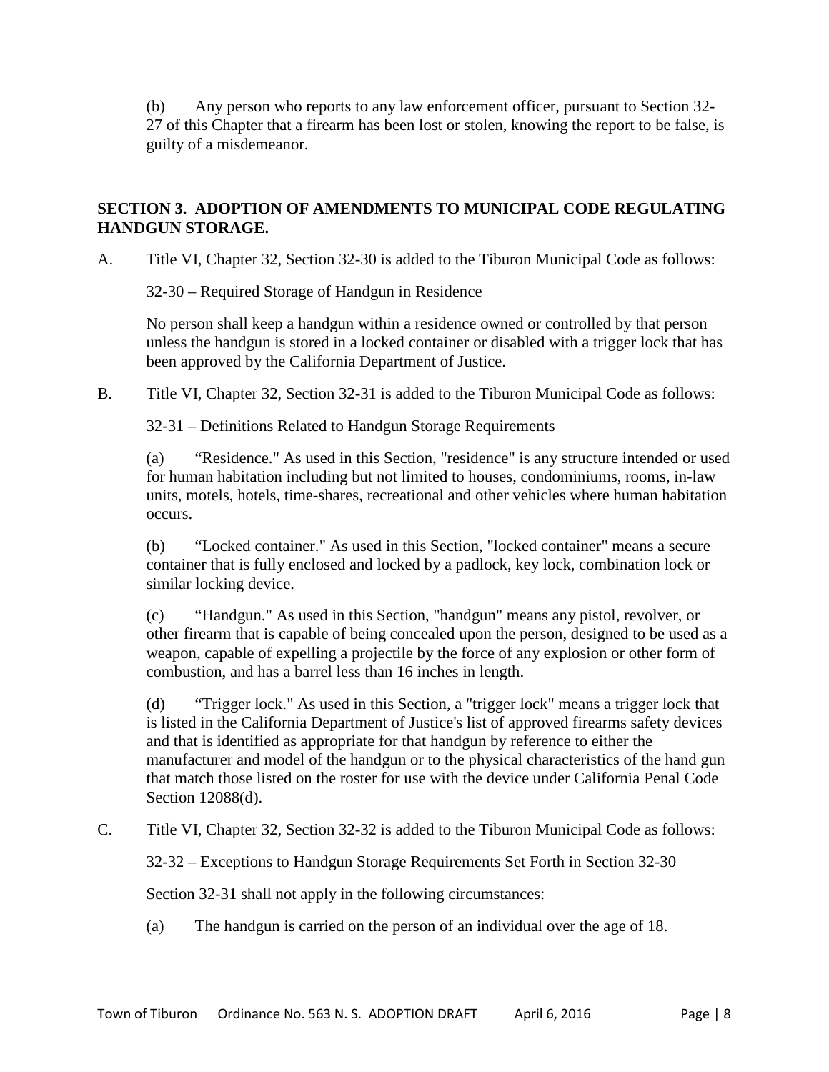(b) Any person who reports to any law enforcement officer, pursuant to Section 32-27 of this Chapter that a firearm has been lost or stolen, knowing the report to be false, is guilty of a misdemeanor.

**SECTION 3. ADOPTION OF AMENDMENTS TO MUNICIPAL CODE REGULATING HANDGUN STORAGE.**

A. Title VI, Chapter 32, Section 32-30 is added to the Tiburon Municipal Code as follows:

32-30 – Required Storage of Handgun in Residence

No person shall keep a handgun within a residence owned or controlled by that person unless the handgun is stored in a locked container or disabled with a trigger lock that has been approved by the California Department of Justice.

B. Title VI, Chapter 32, Section 32-31 is added to the Tiburon Municipal Code as follows:

32-31 – Definitions Related to Handgun Storage Requirements

(a) "Residence." As used in this Section, "residence" is any structure intended or used for human habitation including but not limited to houses, condominiums, rooms, in-law units, motels, hotels, time-shares, recreational and other vehicles where human habitation occurs.

(b) "Locked container." As used in this Section, "locked container" means a secure container that is fully enclosed and locked by a padlock, key lock, combination lock or similar locking device.

(c) "Handgun." As used in this Section, "handgun" means any pistol, revolver, or other firearm that is capable of being concealed upon the person, designed to be used as a weapon, capable of expelling a projectile by the force of any explosion or other form of combustion, and has a barrel less than 16 inches in length.

(d) "Trigger lock." As used in this Section, a "trigger lock" means a trigger lock that is listed in the California Department of Justice's list of approved firearms safety devices and that is identified as appropriate for that handgun by reference to either the manufacturer and model of the handgun or to the physical characteristics of the hand gun that match those listed on the roster for use with the device under California Penal Code Section 12088(d).

C. Title VI, Chapter 32, Section 32-32 is added to the Tiburon Municipal Code as follows:

32-32 – Exceptions to Handgun Storage Requirements Set Forth in Section 32-30

Section 32-31 shall not apply in the following circumstances:

(a) The handgun is carried on the person of an individual over the age of 18.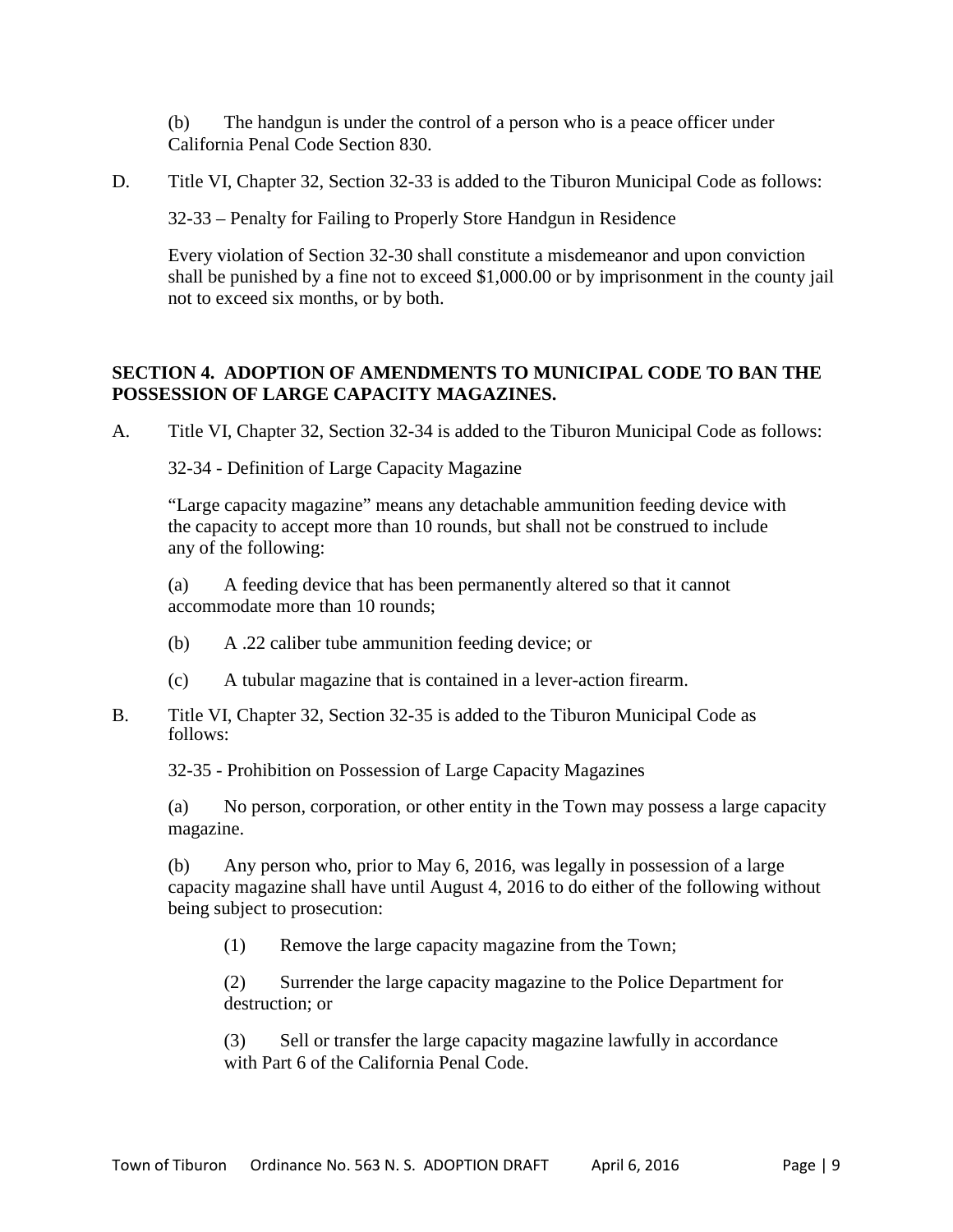(b) The handgun is under the control of a person who is a peace officer under California Penal Code Section 830.

D. Title VI, Chapter 32, Section 32-33 is added to the Tiburon Municipal Code as follows:

32-33 – Penalty for Failing to Properly Store Handgun in Residence

Every violation of Section 32-30 shall constitute a misdemeanor and upon conviction shall be punished by a fine not to exceed $1,000.00 or by imprisonment in the county jail not to exceed six months, or by both.

**SECTION 4. ADOPTION OF AMENDMENTS TO MUNICIPAL CODE TO BAN THE POSSESSION OF LARGE CAPACITY MAGAZINES.**

A. Title VI, Chapter 32, Section 32-34 is added to the Tiburon Municipal Code as follows:

32-34 - Definition of Large Capacity Magazine

"Large capacity magazine" means any detachable ammunition feeding device with the capacity to accept more than 10 rounds, but shall not be construed to include any of the following:

(a) A feeding device that has been permanently altered so that it cannot accommodate more than 10 rounds;

(b) A .22 caliber tube ammunition feeding device; or

(c) A tubular magazine that is contained in a lever-action firearm.

B. Title VI, Chapter 32, Section 32-35 is added to the Tiburon Municipal Code as follows:

32-35 - Prohibition on Possession of Large Capacity Magazines

(a) No person, corporation, or other entity in the Town may possess a large capacity magazine.

(b) Any person who, prior to May 6, 2016, was legally in possession of a large capacity magazine shall have until August 4, 2016 to do either of the following without being subject to prosecution:

(1) Remove the large capacity magazine from the Town;

(2) Surrender the large capacity magazine to the Police Department for destruction; or

(3) Sell or transfer the large capacity magazine lawfully in accordance with Part 6 of the California Penal Code.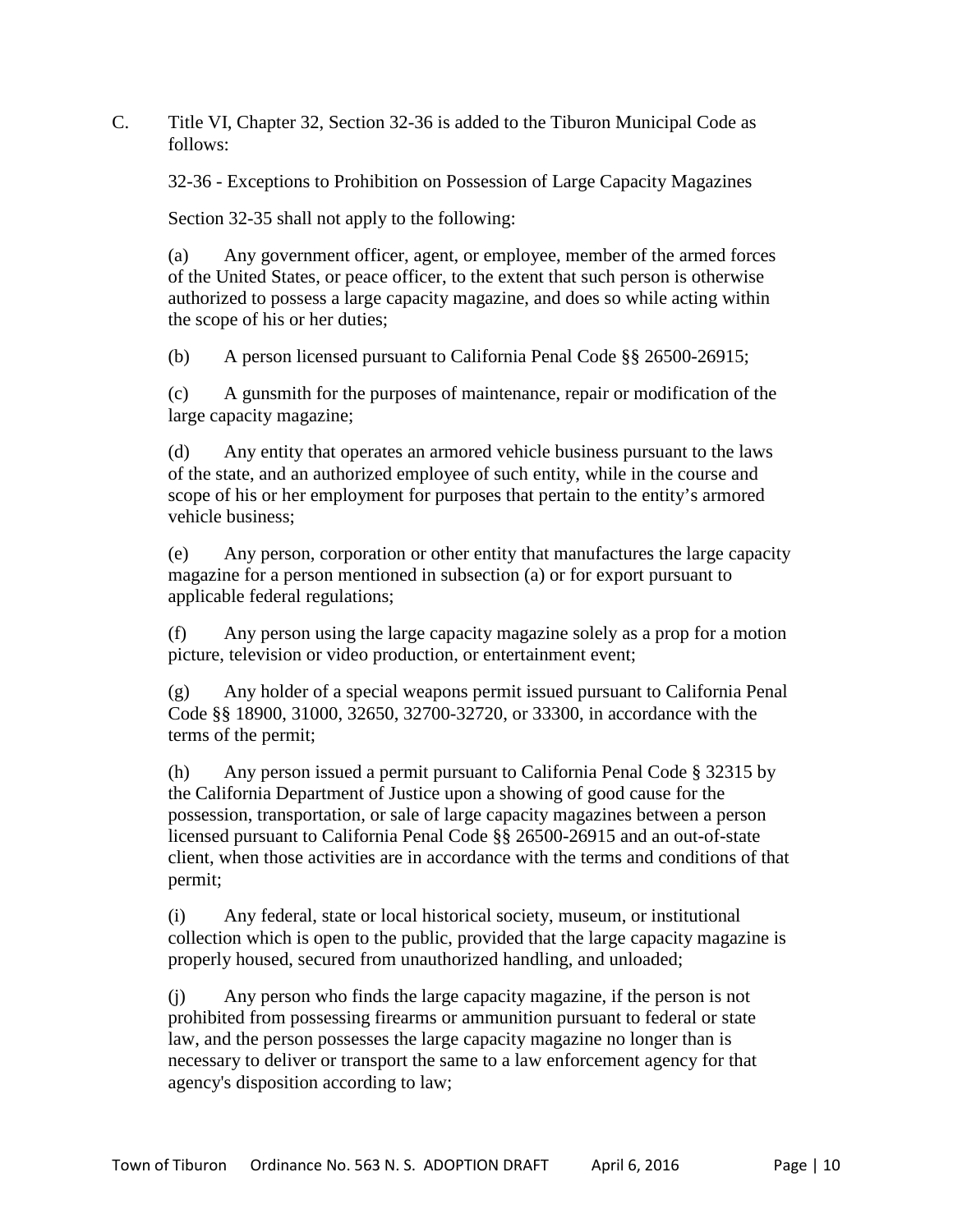C. Title VI, Chapter 32, Section 32-36 is added to the Tiburon Municipal Code as follows:

32-36 - Exceptions to Prohibition on Possession of Large Capacity Magazines

Section 32-35 shall not apply to the following:

(a) Any government officer, agent, or employee, member of the armed forces of the United States, or peace officer, to the extent that such person is otherwise authorized to possess a large capacity magazine, and does so while acting within the scope of his or her duties;

(b) A person licensed pursuant to California Penal Code §§ 26500-26915;

(c) A gunsmith for the purposes of maintenance, repair or modification of the large capacity magazine;

(d) Any entity that operates an armored vehicle business pursuant to the laws of the state, and an authorized employee of such entity, while in the course and scope of his or her employment for purposes that pertain to the entity's armored vehicle business;

(e) Any person, corporation or other entity that manufactures the large capacity magazine for a person mentioned in subsection (a) or for export pursuant to applicable federal regulations;

(f) Any person using the large capacity magazine solely as a prop for a motion picture, television or video production, or entertainment event;

(g) Any holder of a special weapons permit issued pursuant to California Penal Code §§ 18900, 31000, 32650, 32700-32720, or 33300, in accordance with the terms of the permit;

(h) Any person issued a permit pursuant to California Penal Code § 32315 by the California Department of Justice upon a showing of good cause for the possession, transportation, or sale of large capacity magazines between a person licensed pursuant to California Penal Code §§ 26500-26915 and an out-of-state client, when those activities are in accordance with the terms and conditions of that permit;

(i) Any federal, state or local historical society, museum, or institutional collection which is open to the public, provided that the large capacity magazine is properly housed, secured from unauthorized handling, and unloaded;

(j) Any person who finds the large capacity magazine, if the person is not prohibited from possessing firearms or ammunition pursuant to federal or state law, and the person possesses the large capacity magazine no longer than is necessary to deliver or transport the same to a law enforcement agency for that agency's disposition according to law;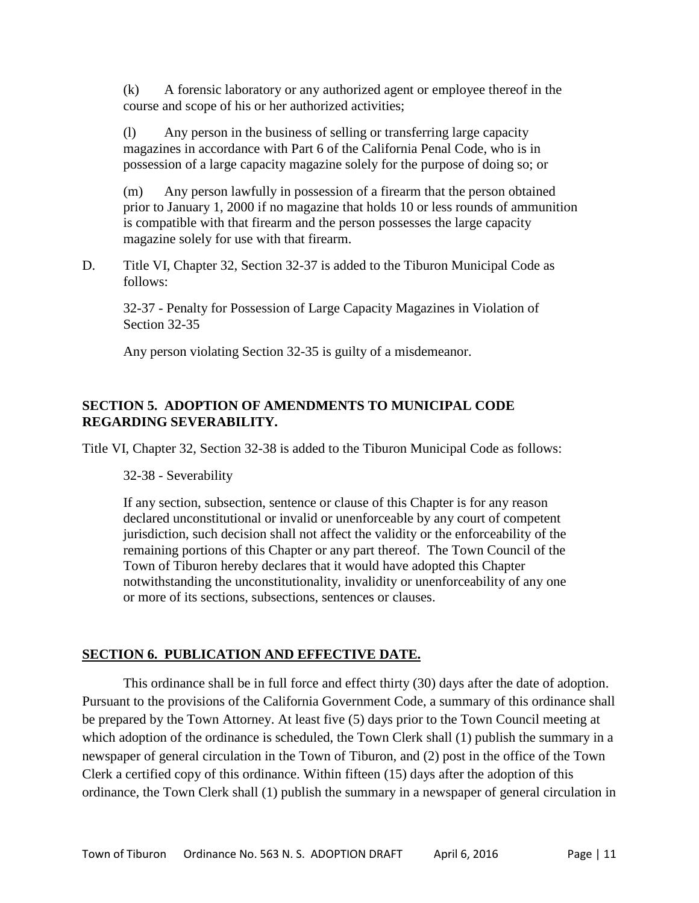(k) A forensic laboratory or any authorized agent or employee thereof in the course and scope of his or her authorized activities;

(l) Any person in the business of selling or transferring large capacity magazines in accordance with Part 6 of the California Penal Code, who is in possession of a large capacity magazine solely for the purpose of doing so; or

(m) Any person lawfully in possession of a firearm that the person obtained prior to January 1, 2000 if no magazine that holds 10 or less rounds of ammunition is compatible with that firearm and the person possesses the large capacity magazine solely for use with that firearm.

D. Title VI, Chapter 32, Section 32-37 is added to the Tiburon Municipal Code as follows:

32-37 - Penalty for Possession of Large Capacity Magazines in Violation of Section 32-35

Any person violating Section 32-35 is guilty of a misdemeanor.

**SECTION 5. ADOPTION OF AMENDMENTS TO MUNICIPAL CODE REGARDING SEVERABILITY.**

Title VI, Chapter 32, Section 32-38 is added to the Tiburon Municipal Code as follows:

32-38 - Severability

If any section, subsection, sentence or clause of this Chapter is for any reason declared unconstitutional or invalid or unenforceable by any court of competent jurisdiction, such decision shall not affect the validity or the enforceability of the remaining portions of this Chapter or any part thereof. The Town Council of the Town of Tiburon hereby declares that it would have adopted this Chapter notwithstanding the unconstitutionality, invalidity or unenforceability of any one or more of its sections, subsections, sentences or clauses.

**SECTION 6. PUBLICATION AND EFFECTIVE DATE.**

This ordinance shall be in full force and effect thirty (30) days after the date of adoption. Pursuant to the provisions of the California Government Code, a summary of this ordinance shall be prepared by the Town Attorney. At least five (5) days prior to the Town Council meeting at which adoption of the ordinance is scheduled, the Town Clerk shall (1) publish the summary in a newspaper of general circulation in the Town of Tiburon, and (2) post in the office of the Town Clerk a certified copy of this ordinance. Within fifteen (15) days after the adoption of this ordinance, the Town Clerk shall (1) publish the summary in a newspaper of general circulation in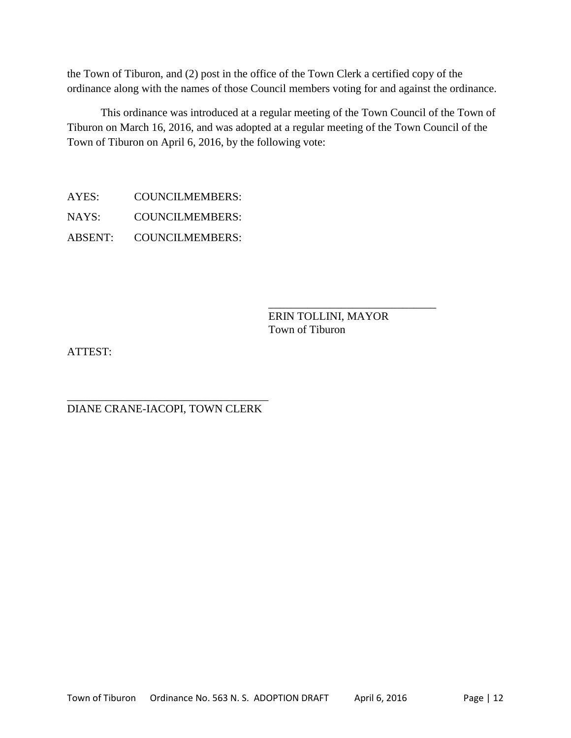the Town of Tiburon, and (2) post in the office of the Town Clerk a certified copy of the ordinance along with the names of those Council members voting for and against the ordinance.

This ordinance was introduced at a regular meeting of the Town Council of the Town of Tiburon on March 16, 2016, and was adopted at a regular meeting of the Town Council of the Town of Tiburon on April 6, 2016, by the following vote:

AYES: COUNCILMEMBERS:

NAYS: COUNCILMEMBERS:

ABSENT: COUNCILMEMBERS:

_______________________________
ERIN TOLLINI, MAYOR
Town of Tiburon

ATTEST:

_____________________________________
DIANE CRANE-IACOPI, TOWN CLERK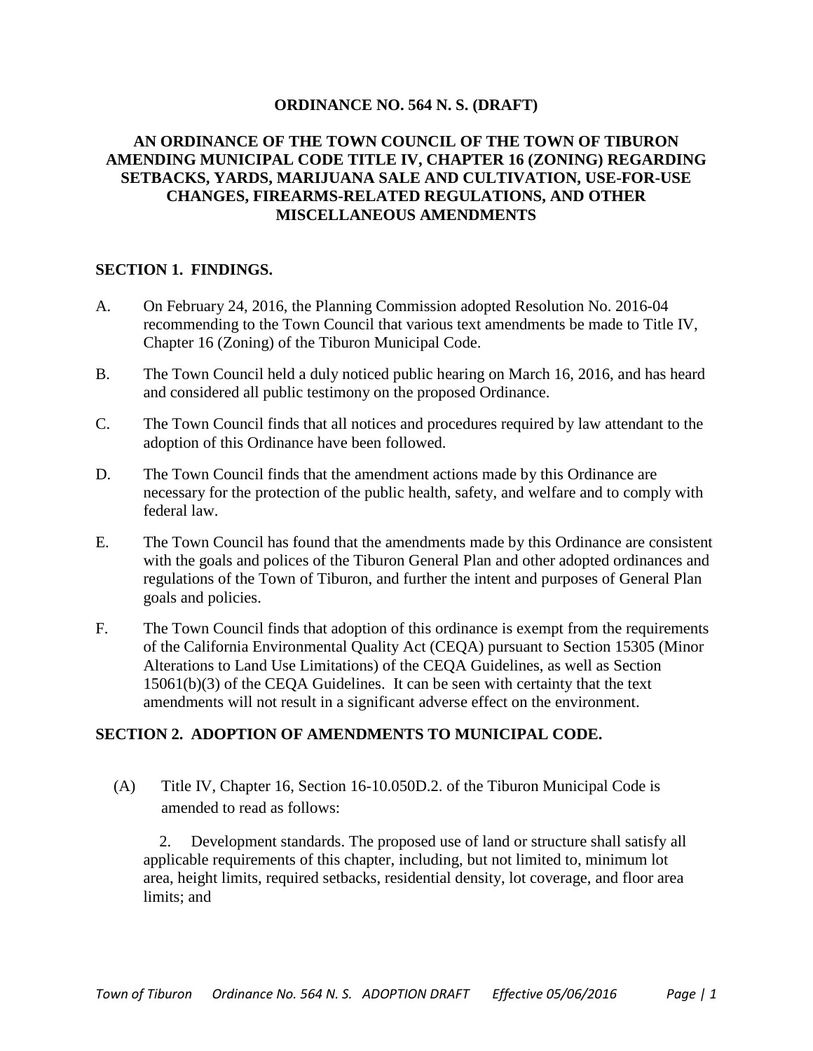**ORDINANCE NO. 564 N. S. (DRAFT)**

**AN ORDINANCE OF THE TOWN COUNCIL OF THE TOWN OF TIBURON AMENDING MUNICIPAL CODE TITLE IV, CHAPTER 16 (ZONING) REGARDING SETBACKS, YARDS, MARIJUANA SALE AND CULTIVATION, USE-FOR-USE CHANGES, FIREARMS-RELATED REGULATIONS, AND OTHER MISCELLANEOUS AMENDMENTS**

## SECTION 1. FINDINGS.

A. On February 24, 2016, the Planning Commission adopted Resolution No. 2016-04 recommending to the Town Council that various text amendments be made to Title IV, Chapter 16 (Zoning) of the Tiburon Municipal Code.

B. The Town Council held a duly noticed public hearing on March 16, 2016, and has heard and considered all public testimony on the proposed Ordinance.

C. The Town Council finds that all notices and procedures required by law attendant to the adoption of this Ordinance have been followed.

D. The Town Council finds that the amendment actions made by this Ordinance are necessary for the protection of the public health, safety, and welfare and to comply with federal law.

E. The Town Council has found that the amendments made by this Ordinance are consistent with the goals and polices of the Tiburon General Plan and other adopted ordinances and regulations of the Town of Tiburon, and further the intent and purposes of General Plan goals and policies.

F. The Town Council finds that adoption of this ordinance is exempt from the requirements of the California Environmental Quality Act (CEQA) pursuant to Section 15305 (Minor Alterations to Land Use Limitations) of the CEQA Guidelines, as well as Section 15061(b)(3) of the CEQA Guidelines. It can be seen with certainty that the text amendments will not result in a significant adverse effect on the environment.

## SECTION 2. ADOPTION OF AMENDMENTS TO MUNICIPAL CODE.

(A) Title IV, Chapter 16, Section 16-10.050D.2. of the Tiburon Municipal Code is amended to read as follows:

2. Development standards. The proposed use of land or structure shall satisfy all applicable requirements of this chapter, including, but not limited to, minimum lot area, height limits, required setbacks, residential density, lot coverage, and floor area limits; and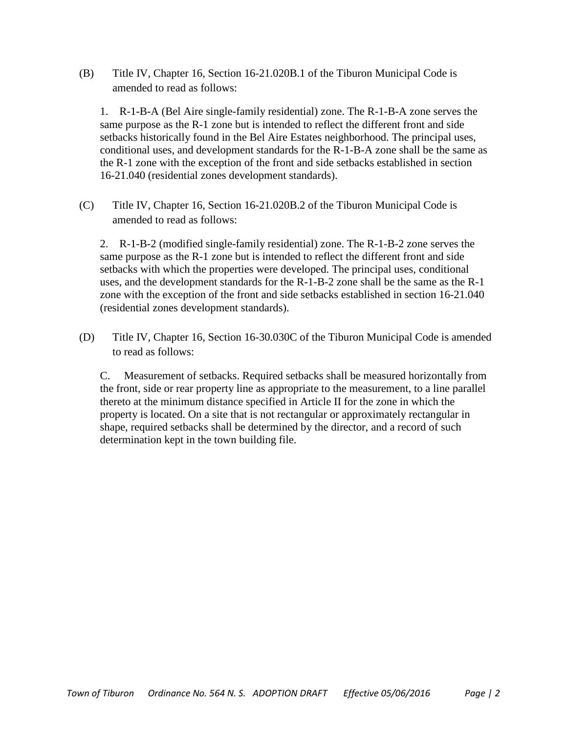(B) Title IV, Chapter 16, Section 16-21.020B.1 of the Tiburon Municipal Code is amended to read as follows:

> 1. R-1-B-A (Bel Aire single-family residential) zone. The R-1-B-A zone serves the same purpose as the R-1 but is intended to reflect the different front and side setbacks historically found in the Bel Aire Estates neighborhood. The principal uses, conditional uses, and development standards for the R-1-B-A zone shall be the same as the R-1 zone with the exception of the front and side setbacks established in section 16-21.040 (residential zones development standards).

(C) Title IV, Chapter 16, Section 16-21.020B.2 of the Tiburon Municipal Code is amended to read as follows:

> 2. R-1-B-2 (modified single-family residential) zone. The R-1-B-2 zone serves the same purpose as the R-1 zone but is intended to reflect the different front and side setbacks with which the properties were developed. The principal uses, conditional uses, and the development standards for the R-1-B-2 zone shall be the same as the R-1 zone with the exception of the front and side setbacks established in section 16-21.040 (residential zones development standards).

(D) Title IV, Chapter 16, Section 16-30.030C of the Tiburon Municipal Code is amended to read as follows:

> C. Measurement of setbacks. Required setbacks shall be measured horizontally from the front, side or rear property line as appropriate to the measurement, to a line parallel thereto at the minimum distance specified in Article II for the zone in which the property is located. On a site that is not rectangular or approximately rectangular in shape, required setbacks shall be determined by the director, and a record of such determination kept in the town building file.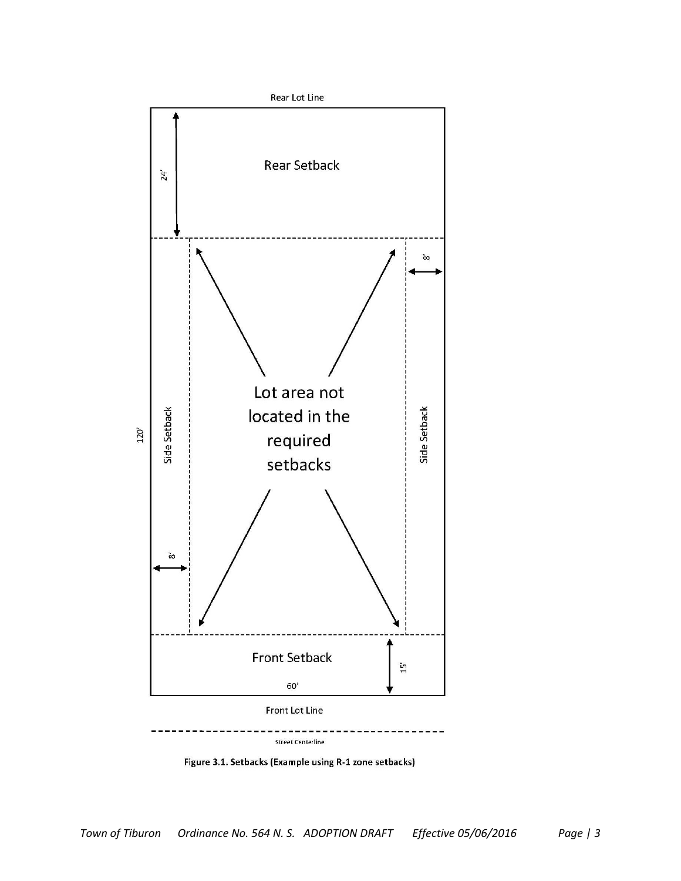Rear Lot Line

Rear Setback

24'

8'

Side Setback

Lot area not located in the required setbacks

Side Setback

120'

8'

Front Setback

15'

60'

Front Lot Line

Street Centerline

**Figure 3.1. Setbacks (Example using R-1 zone setbacks)**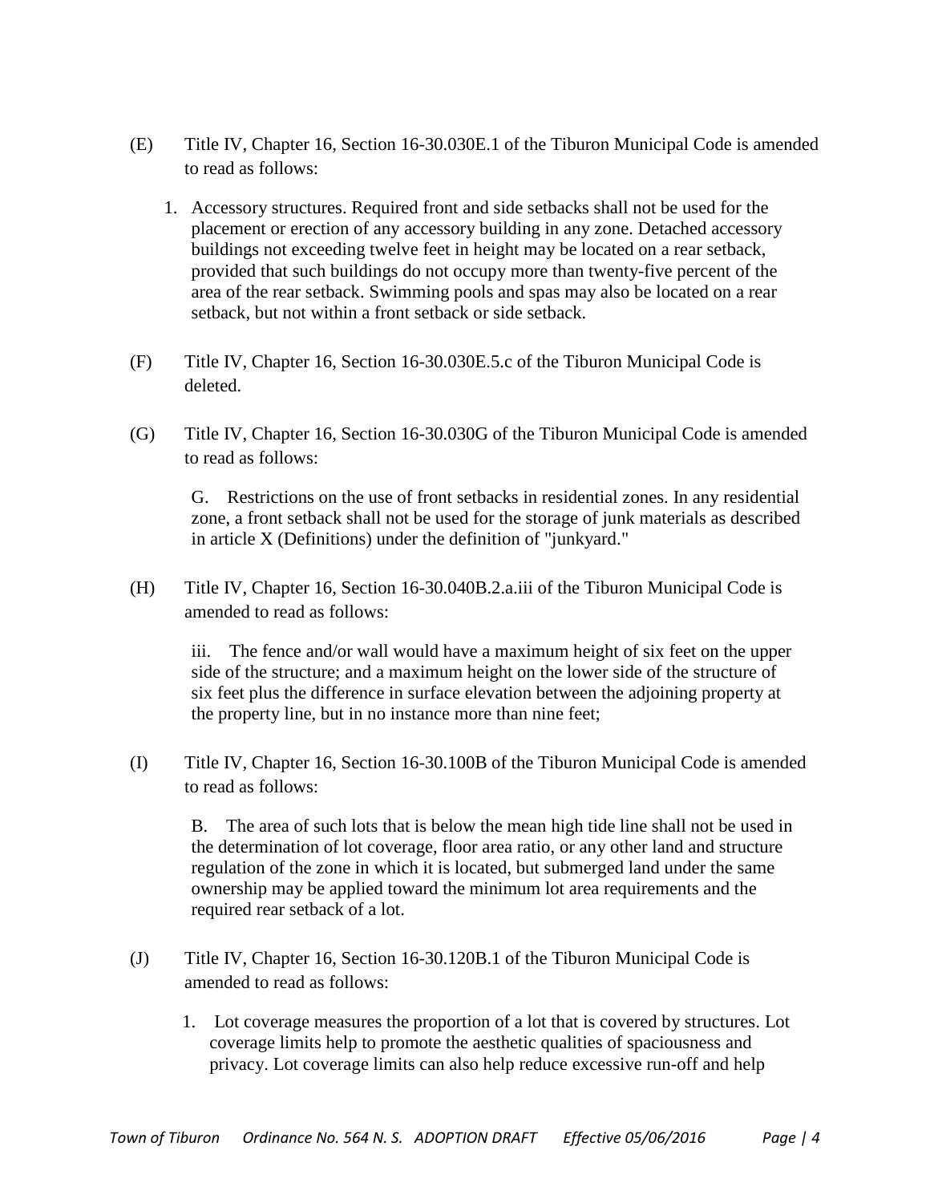(E) Title IV, Chapter 16, Section 16-30.030E.1 of the Tiburon Municipal Code is amended to read as follows:

1. Accessory structures. Required front and side setbacks shall not be used for the placement or erection of any accessory building in any zone. Detached accessory buildings not exceeding twelve feet in height may be located on a rear setback, provided that such buildings do not occupy more than twenty-five percent of the area of the rear setback. Swimming pools and spas may also be located on a rear setback, but not within a front setback or side setback.

(F) Title IV, Chapter 16, Section 16-30.030E.5.c of the Tiburon Municipal Code is deleted.

(G) Title IV, Chapter 16, Section 16-30.030G of the Tiburon Municipal Code is amended to read as follows:

> G. Restrictions on the use of front setbacks in residential zones. In any residential zone, a front setback shall not be used for the storage of junk materials as described in article X (Definitions) under the definition of "junkyard."

(H) Title IV, Chapter 16, Section 16-30.040B.2.a.iii of the Tiburon Municipal Code is amended to read as follows:

> iii. The fence and/or wall would have a maximum height of six feet on the upper side of the structure; and a maximum height on the lower side of the structure of six feet plus the difference in surface elevation between the adjoining property at the property line, but in no instance more than nine feet;

(I) Title IV, Chapter 16, Section 16-30.100B of the Tiburon Municipal Code is amended to read as follows:

> B. The area of such lots that is below the mean high tide line shall not be used in the determination of lot coverage, floor area ratio, or any other land and structure regulation of the zone in which it is located, but submerged land under the same ownership may be applied toward the minimum lot area requirements and the required rear setback of a lot.

(J) Title IV, Chapter 16, Section 16-30.120B.1 of the Tiburon Municipal Code is amended to read as follows:

1. Lot coverage measures the proportion of a lot that is covered by structures. Lot coverage limits help to promote the aesthetic qualities of spaciousness and privacy. Lot coverage limits can also help reduce excessive run-off and help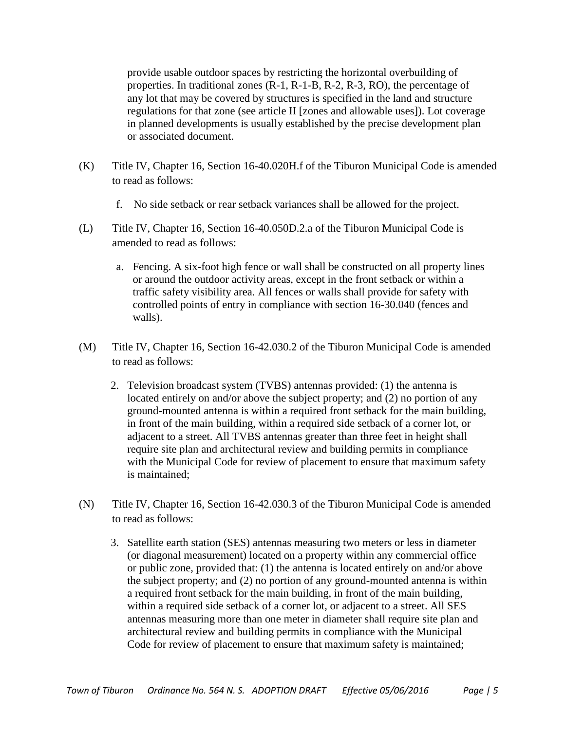provide usable outdoor spaces by restricting the horizontal overbuilding of properties. In traditional zones (R-1, R-1-B, R-2, R-3, RO), the percentage of any lot that may be covered by structures is specified in the land and structure regulations for that zone (see article II [zones and allowable uses]). Lot coverage in planned developments is usually established by the precise development plan or associated document.

(K) Title IV, Chapter 16, Section 16-40.020H.f of the Tiburon Municipal Code is amended to read as follows:

f. No side setback or rear setback variances shall be allowed for the project.

(L) Title IV, Chapter 16, Section 16-40.050D.2.a of the Tiburon Municipal Code is amended to read as follows:

a. Fencing. A six-foot high fence or wall shall be constructed on all property lines or around the outdoor activity areas, except in the front setback or within a traffic safety visibility area. All fences or walls shall provide for safety with controlled points of entry in compliance with section 16-30.040 (fences and walls).

(M) Title IV, Chapter 16, Section 16-42.030.2 of the Tiburon Municipal Code is amended to read as follows:

2. Television broadcast system (TVBS) antennas provided: (1) the antenna is located entirely on and/or above the subject property; and (2) no portion of any ground-mounted antenna is within a required front setback for the main building, in front of the main building, within a required side setback of a corner lot, or adjacent to a street. All TVBS antennas greater than three feet in height shall require site plan and architectural review and building permits in compliance with the Municipal Code for review of placement to ensure that maximum safety is maintained;

(N) Title IV, Chapter 16, Section 16-42.030.3 of the Tiburon Municipal Code is amended to read as follows:

3. Satellite earth station (SES) antennas measuring two meters or less in diameter (or diagonal measurement) located on a property within any commercial office or public zone, provided that: (1) the antenna is located entirely on and/or above the subject property; and (2) no portion of any ground-mounted antenna is within a required front setback for the main building, in front of the main building, within a required side setback of a corner lot, or adjacent to a street. All SES antennas measuring more than one meter in diameter shall require site plan and architectural review and building permits in compliance with the Municipal Code for review of placement to ensure that maximum safety is maintained;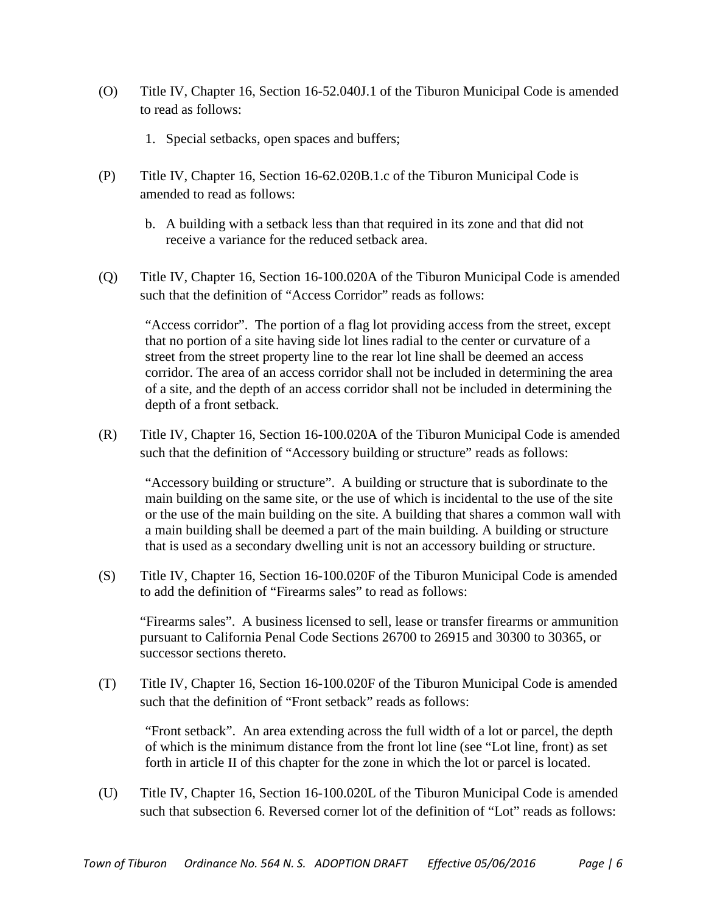(O) Title IV, Chapter 16, Section 16-52.040J.1 of the Tiburon Municipal Code is amended to read as follows:

1. Special setbacks, open spaces and buffers;

(P) Title IV, Chapter 16, Section 16-62.020B.1.c of the Tiburon Municipal Code is amended to read as follows:

b. A building with a setback less than that required in its zone and that did not receive a variance for the reduced setback area.

(Q) Title IV, Chapter 16, Section 16-100.020A of the Tiburon Municipal Code is amended such that the definition of "Access Corridor" reads as follows:

"Access corridor". The portion of a flag lot providing access from the street, except that no portion of a site having side lot lines radial to the center or curvature of a street from the street property line to the rear lot line shall be deemed an access corridor. The area of an access corridor shall not be included in determining the area of a site, and the depth of an access corridor shall not be included in determining the depth of a front setback.

(R) Title IV, Chapter 16, Section 16-100.020A of the Tiburon Municipal Code is amended such that the definition of "Accessory building or structure" reads as follows:

"Accessory building or structure". A building or structure that is subordinate to the main building on the same site, or the use of which is incidental to the use of the site or the use of the main building on the site. A building that shares a common wall with a main building shall be deemed a part of the main building. A building or structure that is used as a secondary dwelling unit is not an accessory building or structure.

(S) Title IV, Chapter 16, Section 16-100.020F of the Tiburon Municipal Code is amended to add the definition of "Firearms sales" to read as follows:

"Firearms sales". A business licensed to sell, lease or transfer firearms or ammunition pursuant to California Penal Code Sections 26700 to 26915 and 30300 to 30365, or successor sections thereto.

(T) Title IV, Chapter 16, Section 16-100.020F of the Tiburon Municipal Code is amended such that the definition of "Front setback" reads as follows:

"Front setback". An area extending across the full width of a lot or parcel, the depth of which is the minimum distance from the front lot line (see "Lot line, front) as set forth in article II of this chapter for the zone in which the lot or parcel is located.

(U) Title IV, Chapter 16, Section 16-100.020L of the Tiburon Municipal Code is amended such that subsection 6. Reversed corner lot of the definition of "Lot" reads as follows: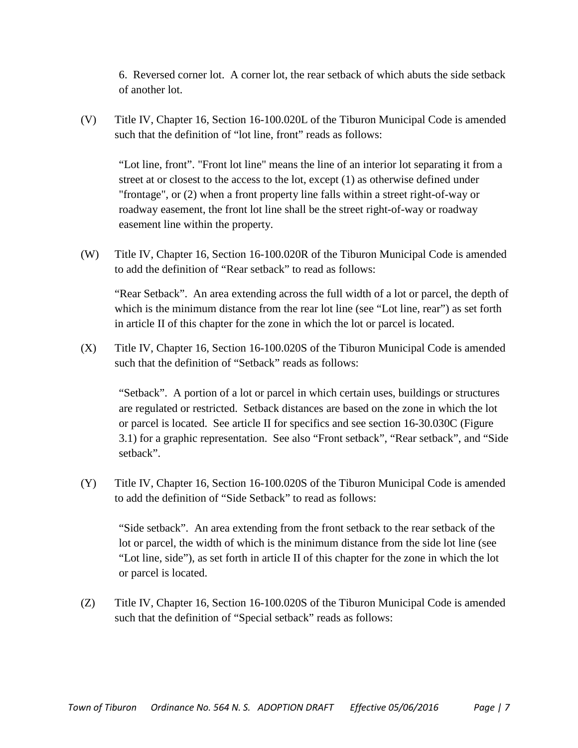6. Reversed corner lot. A corner lot, the rear setback of which abuts the side setback of another lot.

(V) Title IV, Chapter 16, Section 16-100.020L of the Tiburon Municipal Code is amended such that the definition of "lot line, front" reads as follows:

> "Lot line, front". "Front lot line" means the line of an interior lot separating it from a street at or closest to the access to the lot, except (1) as otherwise defined under "frontage", or (2) when a front property line falls within a street right-of-way or roadway easement, the front lot line shall be the street right-of-way or roadway easement line within the property.

(W) Title IV, Chapter 16, Section 16-100.020R of the Tiburon Municipal Code is amended to add the definition of "Rear setback" to read as follows:

> "Rear Setback". An area extending across the full width of a lot or parcel, the depth of which is the minimum distance from the rear lot line (see "Lot line, rear") as set forth in article II of this chapter for the zone in which the lot or parcel is located.

(X) Title IV, Chapter 16, Section 16-100.020S of the Tiburon Municipal Code is amended such that the definition of "Setback" reads as follows:

> "Setback". A portion of a lot or parcel in which certain uses, buildings or structures are regulated or restricted. Setback distances are based on the zone in which the lot or parcel is located. See article II for specifics and see section 16-30.030C (Figure 3.1) for a graphic representation. See also "Front setback", "Rear setback", and "Side setback".

(Y) Title IV, Chapter 16, Section 16-100.020S of the Tiburon Municipal Code is amended to add the definition of "Side Setback" to read as follows:

> "Side setback". An area extending from the front setback to the rear setback of the lot or parcel, the width of which is the minimum distance from the side lot line (see "Lot line, side"), as set forth in article II of this chapter for the zone in which the lot or parcel is located.

(Z) Title IV, Chapter 16, Section 16-100.020S of the Tiburon Municipal Code is amended such that the definition of "Special setback" reads as follows: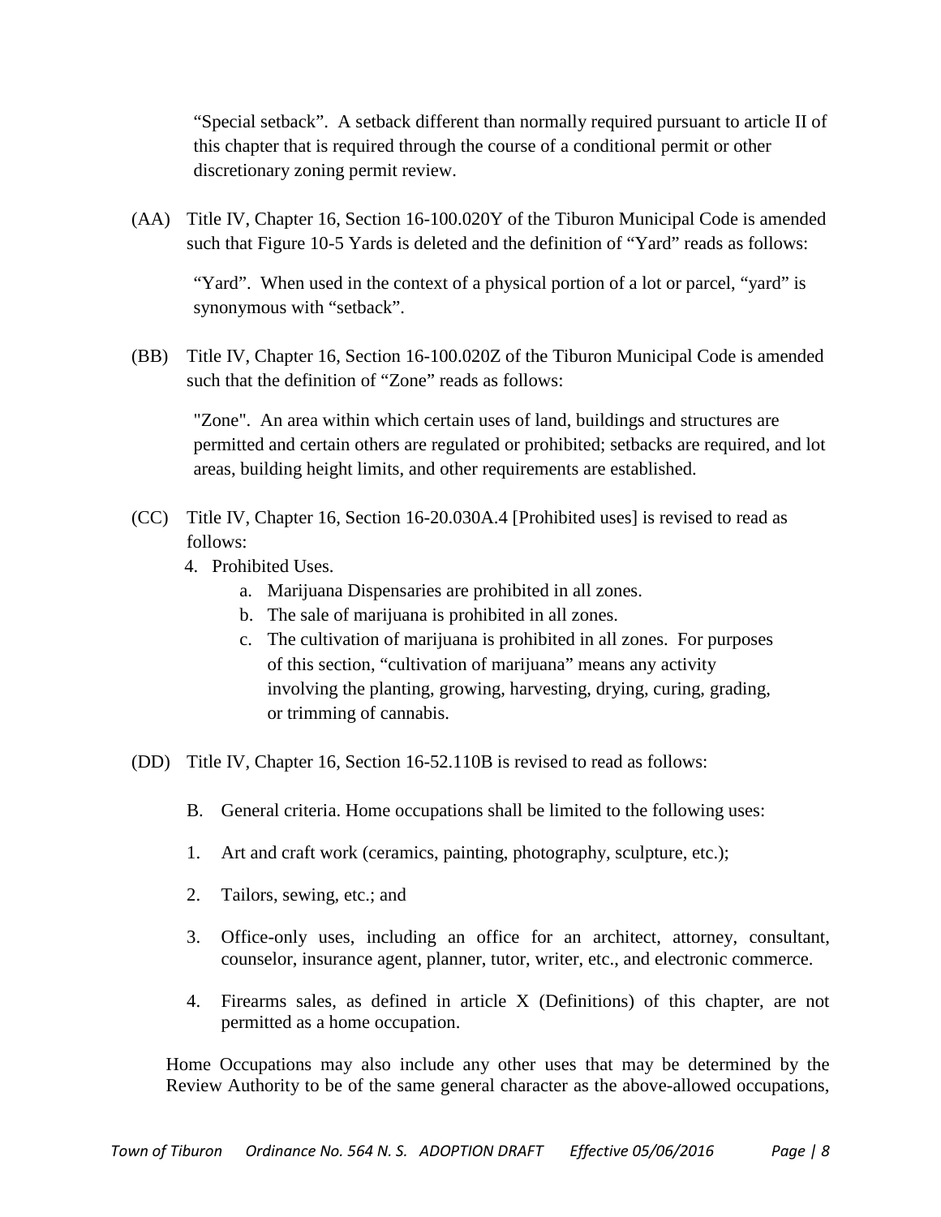"Special setback". A setback different than normally required pursuant to article II of this chapter that is required through the course of a conditional permit or other discretionary zoning permit review.

(AA) Title IV, Chapter 16, Section 16-100.020Y of the Tiburon Municipal Code is amended such that Figure 10-5 Yards is deleted and the definition of "Yard" reads as follows:

> "Yard". When used in the context of a physical portion of a lot or parcel, "yard" is synonymous with "setback".

(BB) Title IV, Chapter 16, Section 16-100.020Z of the Tiburon Municipal Code is amended such that the definition of "Zone" reads as follows:

> "Zone". An area within which certain uses of land, buildings and structures are permitted and certain others are regulated or prohibited; setbacks are required, and lot areas, building height limits, and other requirements are established.

(CC) Title IV, Chapter 16, Section 16-20.030A.4 [Prohibited uses] is revised to read as follows:

4. Prohibited Uses.
    a. Marijuana Dispensaries are prohibited in all zones.
    b. The sale of marijuana is prohibited in all zones.
    c. The cultivation of marijuana is prohibited in all zones. For purposes of this section, "cultivation of marijuana" means any activity involving the planting, growing, harvesting, drying, curing, grading, or trimming of cannabis.

(DD) Title IV, Chapter 16, Section 16-52.110B is revised to read as follows:

B. General criteria. Home occupations shall be limited to the following uses:

1. Art and craft work (ceramics, painting, photography, sculpture, etc.);
2. Tailors, sewing, etc.; and
3. Office-only uses, including an office for an architect, attorney, consultant, counselor, insurance agent, planner, tutor, writer, etc., and electronic commerce.
4. Firearms sales, as defined in article X (Definitions) of this chapter, are not permitted as a home occupation.

Home Occupations may also include any other uses that may be determined by the Review Authority to be of the same general character as the above-allowed occupations,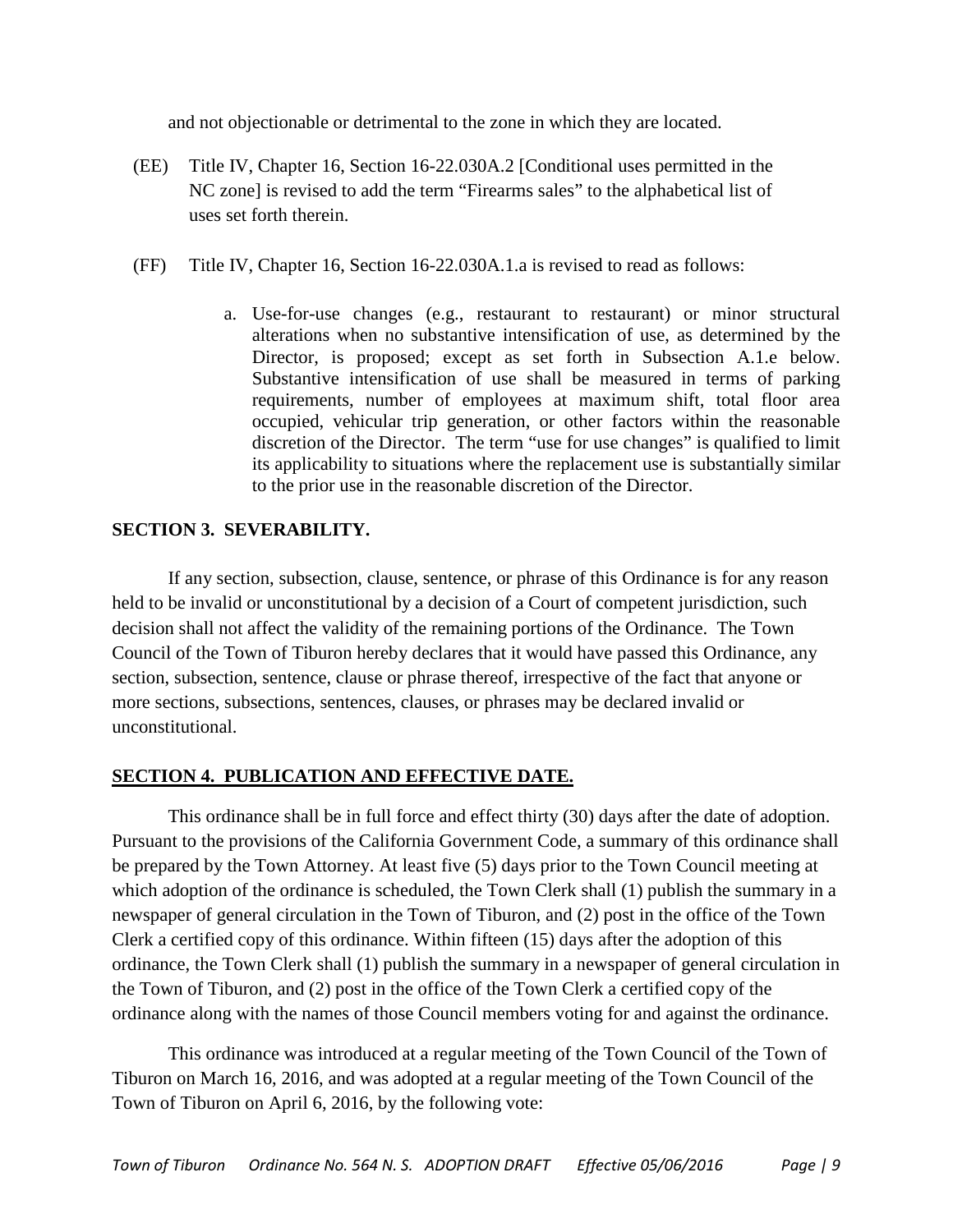and not objectionable or detrimental to the zone in which they are located.

(EE) Title IV, Chapter 16, Section 16-22.030A.2 [Conditional uses permitted in the NC zone] is revised to add the term "Firearms sales" to the alphabetical list of uses set forth therein.

(FF) Title IV, Chapter 16, Section 16-22.030A.1.a is revised to read as follows:

a. Use-for-use changes (e.g., restaurant to restaurant) or minor structural alterations when no substantive intensification of use, as determined by the Director, is proposed; except as set forth in Subsection A.1.e below. Substantive intensification of use shall be measured in terms of parking requirements, number of employees at maximum shift, total floor area occupied, vehicular trip generation, or other factors within the reasonable discretion of the Director. The term "use for use changes" is qualified to limit its applicability to situations where the replacement use is substantially similar to the prior use in the reasonable discretion of the Director.

**SECTION 3. SEVERABILITY.**

If any section, subsection, clause, sentence, or phrase of this Ordinance is for any reason held to be invalid or unconstitutional by a decision of a Court of competent jurisdiction, such decision shall not affect the validity of the remaining portions of the Ordinance. The Town Council of the Town of Tiburon hereby declares that it would have passed this Ordinance, any section, subsection, sentence, clause or phrase thereof, irrespective of the fact that anyone or more sections, subsections, sentences, clauses, or phrases may be declared invalid or unconstitutional.

**SECTION 4. PUBLICATION AND EFFECTIVE DATE.**

This ordinance shall be in full force and effect thirty (30) days after the date of adoption. Pursuant to the provisions of the California Government Code, a summary of this ordinance shall be prepared by the Town Attorney. At least five (5) days prior to the Town Council meeting at which adoption of the ordinance is scheduled, the Town Clerk shall (1) publish the summary in a newspaper of general circulation in the Town of Tiburon, and (2) post in the office of the Town Clerk a certified copy of this ordinance. Within fifteen (15) days after the adoption of this ordinance, the Town Clerk shall (1) publish the summary in a newspaper of general circulation in the Town of Tiburon, and (2) post in the office of the Town Clerk a certified copy of the ordinance along with the names of those Council members voting for and against the ordinance.

This ordinance was introduced at a regular meeting of the Town Council of the Town of Tiburon on March 16, 2016, and was adopted at a regular meeting of the Town Council of the Town of Tiburon on April 6, 2016, by the following vote: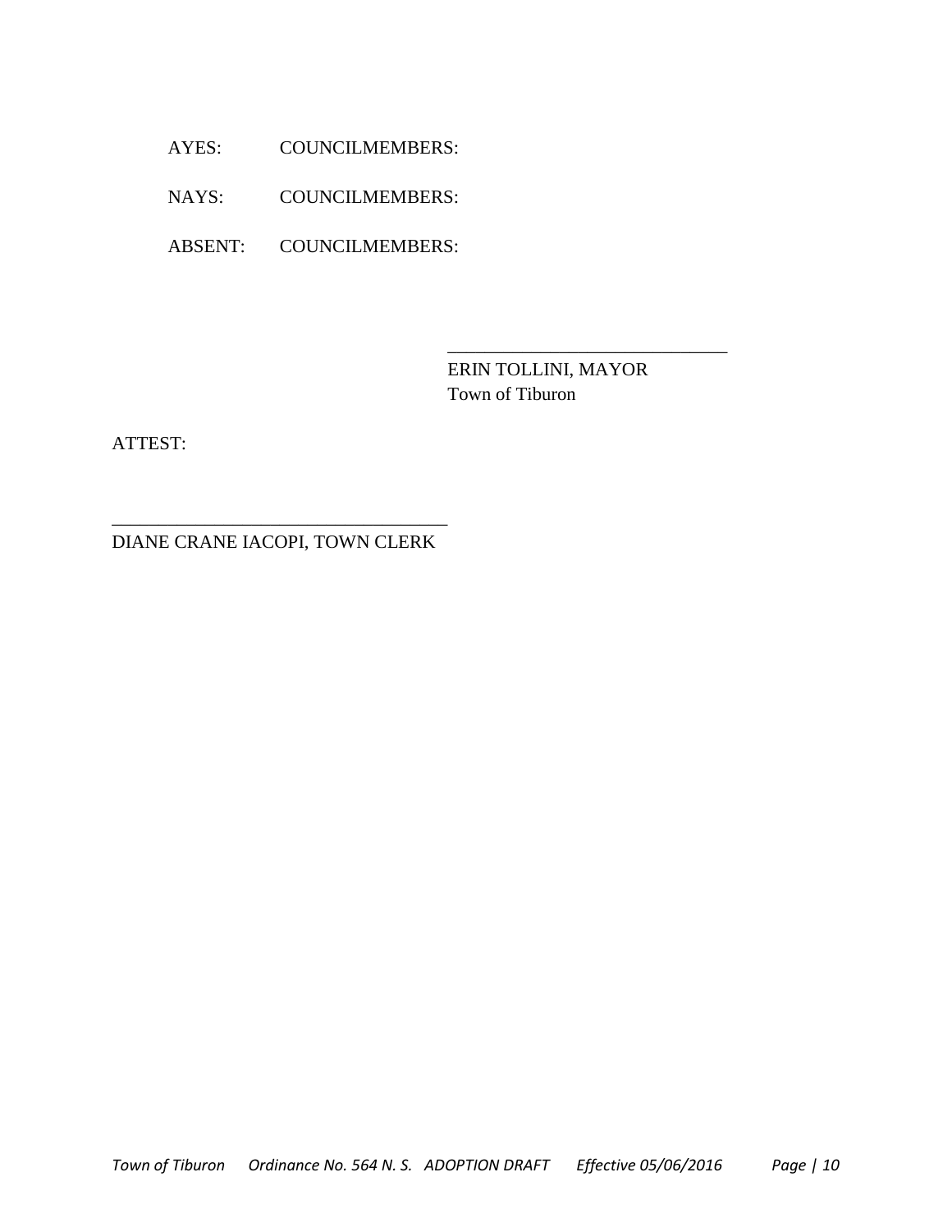AYES: COUNCILMEMBERS:

NAYS: COUNCILMEMBERS:

ABSENT: COUNCILMEMBERS:

______________________________
ERIN TOLLINI, MAYOR
Town of Tiburon

ATTEST:

____________________________________
DIANE CRANE IACOPI, TOWN CLERK